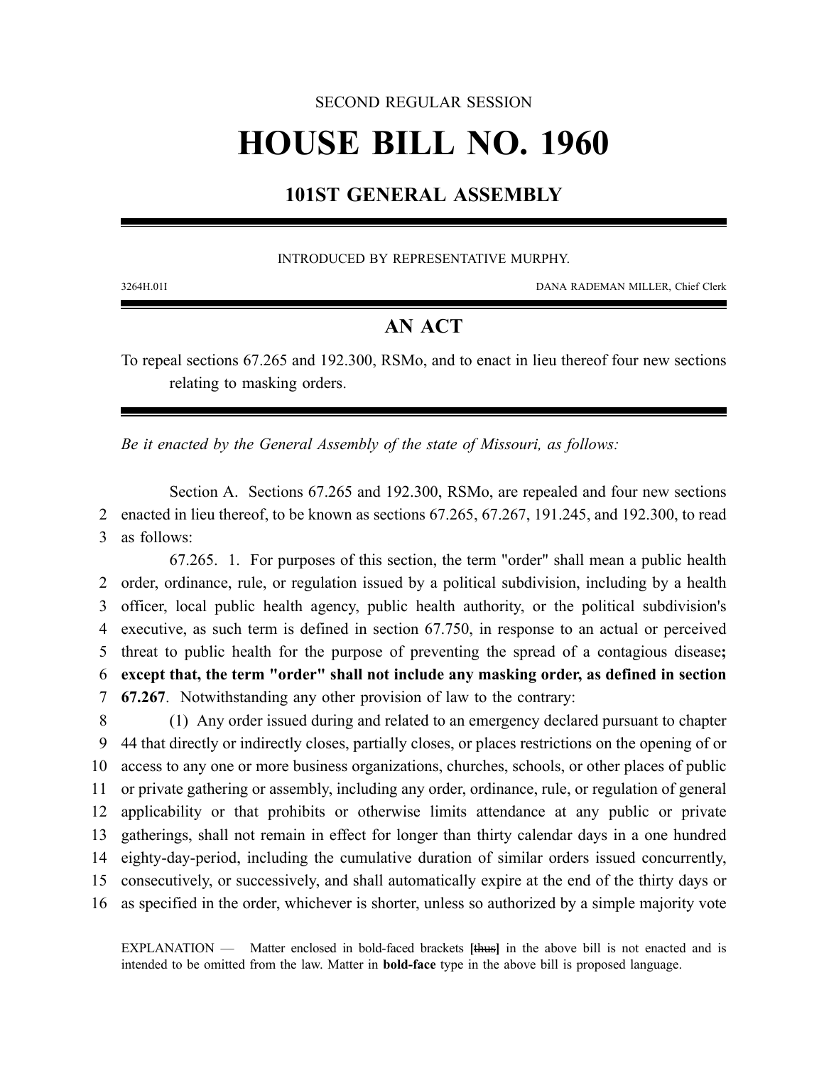SECOND REGULAR SESSION

# HOUSE BILL NO. 1960

## 101ST GENERAL ASSEMBLY

INTRODUCED BY REPRESENTATIVE MURPHY.

3264H.01I DANA RADEMAN MILLER, Chief Clerk

## AN ACT

To repeal sections 67.265 and 192.300, RSMo, and to enact in lieu thereof four new sections relating to masking orders.

*Be it enacted by the General Assembly of the state of Missouri, as follows:*

Section A. Sections 67.265 and 192.300, RSMo, are repealed and four new sections enacted in lieu thereof, to be known as sections 67.265, 67.267, 191.245, and 192.300, to read as follows:

67.265. 1. For purposes of this section, the term "order" shall mean a public health order, ordinance, rule, or regulation issued by a political subdivision, including by a health officer, local public health agency, public health authority, or the political subdivision's executive, as such term is defined in section 67.750, in response to an actual or perceived threat to public health for the purpose of preventing the spread of a contagious disease**; except that, the term "order" shall not include any masking order, as defined in section 67.267**. Notwithstanding any other provision of law to the contrary:

(1) Any order issued during and related to an emergency declared pursuant to chapter 44 that directly or indirectly closes, partially closes, or places restrictions on the opening of or access to any one or more business organizations, churches, schools, or other places of public or private gathering or assembly, including any order, ordinance, rule, or regulation of general applicability or that prohibits or otherwise limits attendance at any public or private gatherings, shall not remain in effect for longer than thirty calendar days in a one hundred eighty-day-period, including the cumulative duration of similar orders issued concurrently, consecutively, or successively, and shall automatically expire at the end of the thirty days or as specified in the order, whichever is shorter, unless so authorized by a simple majority vote

EXPLANATION — Matter enclosed in bold-faced brackets **[~~thus~~]** in the above bill is not enacted and is intended to be omitted from the law. Matter in **bold-face** type in the above bill is proposed language.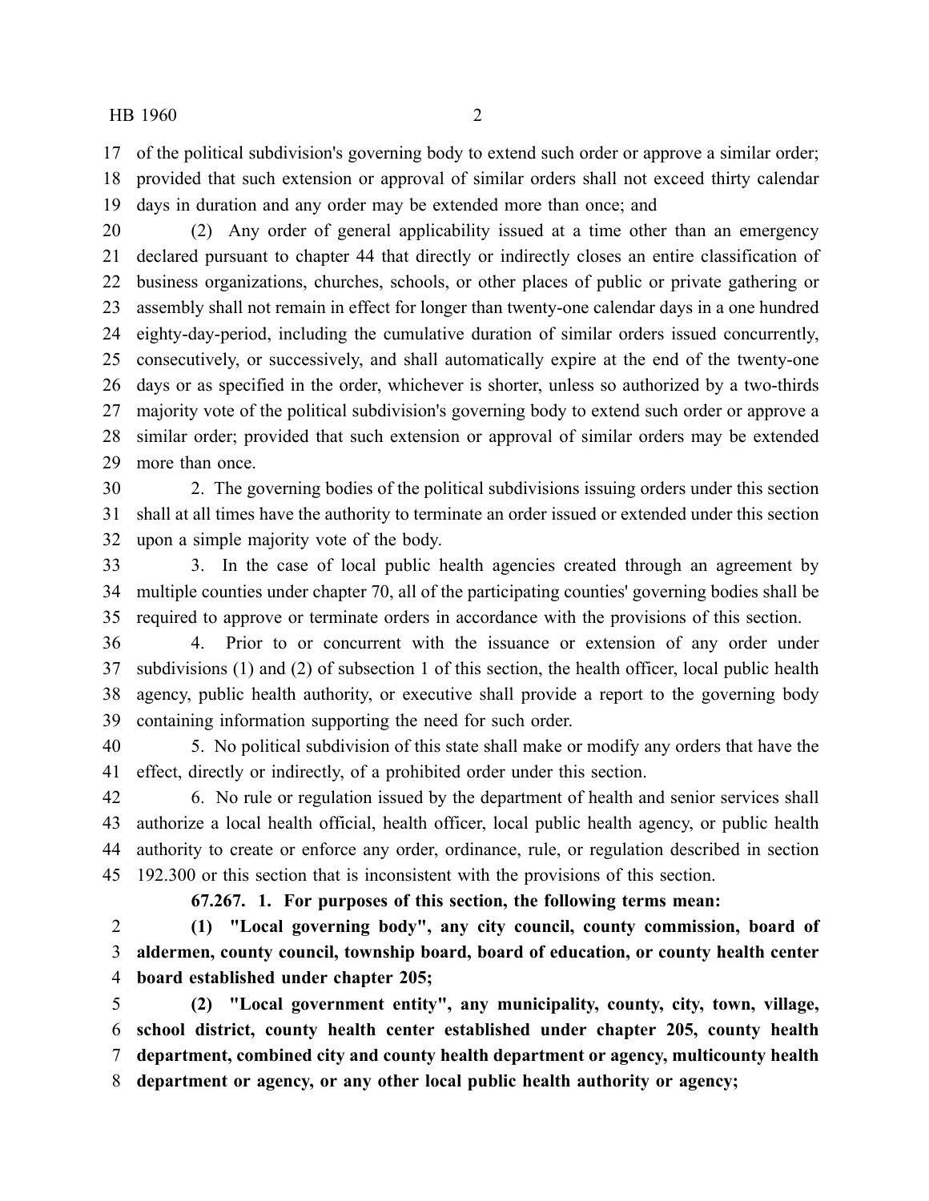of the political subdivision's governing body to extend such order or approve a similar order; provided that such extension or approval of similar orders shall not exceed thirty calendar days in duration and any order may be extended more than once; and

(2) Any order of general applicability issued at a time other than an emergency declared pursuant to chapter 44 that directly or indirectly closes an entire classification of business organizations, churches, schools, or other places of public or private gathering or assembly shall not remain in effect for longer than twenty-one calendar days in a one hundred eighty-day-period, including the cumulative duration of similar orders issued concurrently, consecutively, or successively, and shall automatically expire at the end of the twenty-one days or as specified in the order, whichever is shorter, unless so authorized by a two-thirds majority vote of the political subdivision's governing body to extend such order or approve a similar order; provided that such extension or approval of similar orders may be extended more than once.

2. The governing bodies of the political subdivisions issuing orders under this section shall at all times have the authority to terminate an order issued or extended under this section upon a simple majority vote of the body.

3. In the case of local public health agencies created through an agreement by multiple counties under chapter 70, all of the participating counties' governing bodies shall be required to approve or terminate orders in accordance with the provisions of this section.

4. Prior to or concurrent with the issuance or extension of any order under subdivisions (1) and (2) of subsection 1 of this section, the health officer, local public health agency, public health authority, or executive shall provide a report to the governing body containing information supporting the need for such order.

5. No political subdivision of this state shall make or modify any orders that have the effect, directly or indirectly, of a prohibited order under this section.

6. No rule or regulation issued by the department of health and senior services shall authorize a local health official, health officer, local public health agency, or public health authority to create or enforce any order, ordinance, rule, or regulation described in section 192.300 or this section that is inconsistent with the provisions of this section.

**67.267. 1. For purposes of this section, the following terms mean:**

**(1) "Local governing body", any city council, county commission, board of aldermen, county council, township board, board of education, or county health center board established under chapter 205;**

**(2) "Local government entity", any municipality, county, city, town, village, school district, county health center established under chapter 205, county health department, combined city and county health department or agency, multicounty health department or agency, or any other local public health authority or agency;**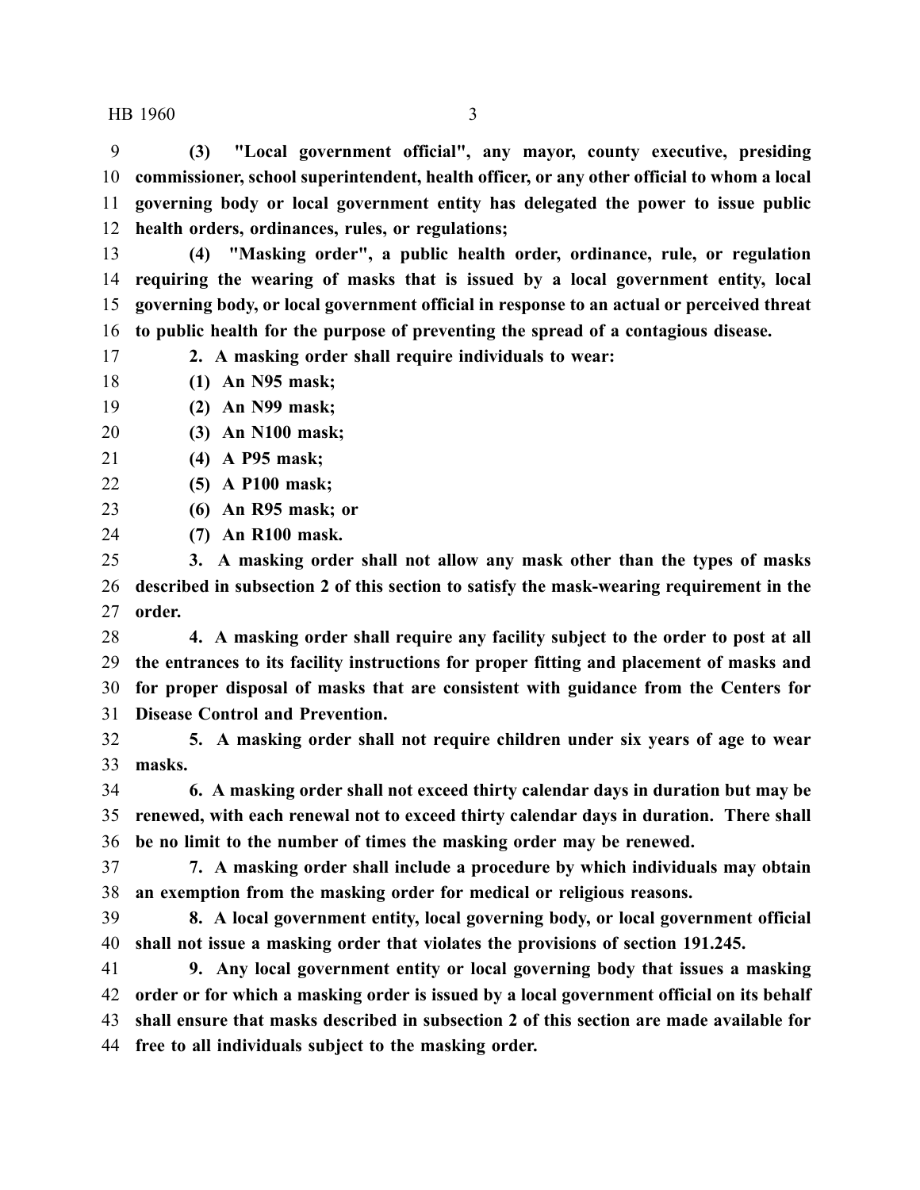**(3) "Local government official", any mayor, county executive, presiding commissioner, school superintendent, health officer, or any other official to whom a local governing body or local government entity has delegated the power to issue public health orders, ordinances, rules, or regulations;**

**(4) "Masking order", a public health order, ordinance, rule, or regulation requiring the wearing of masks that is issued by a local government entity, local governing body, or local government official in response to an actual or perceived threat to public health for the purpose of preventing the spread of a contagious disease.**

**2. A masking order shall require individuals to wear:**

**(1) An N95 mask;**

**(2) An N99 mask;**

**(3) An N100 mask;**

**(4) A P95 mask;**

**(5) A P100 mask;**

**(6) An R95 mask; or**

**(7) An R100 mask.**

**3. A masking order shall not allow any mask other than the types of masks described in subsection 2 of this section to satisfy the mask-wearing requirement in the order.**

**4. A masking order shall require any facility subject to the order to post at all the entrances to its facility instructions for proper fitting and placement of masks and for proper disposal of masks that are consistent with guidance from the Centers for Disease Control and Prevention.**

**5. A masking order shall not require children under six years of age to wear masks.**

**6. A masking order shall not exceed thirty calendar days in duration but may be renewed, with each renewal not to exceed thirty calendar days in duration. There shall be no limit to the number of times the masking order may be renewed.**

**7. A masking order shall include a procedure by which individuals may obtain an exemption from the masking order for medical or religious reasons.**

**8. A local government entity, local governing body, or local government official shall not issue a masking order that violates the provisions of section 191.245.**

**9. Any local government entity or local governing body that issues a masking order or for which a masking order is issued by a local government official on its behalf shall ensure that masks described in subsection 2 of this section are made available for free to all individuals subject to the masking order.**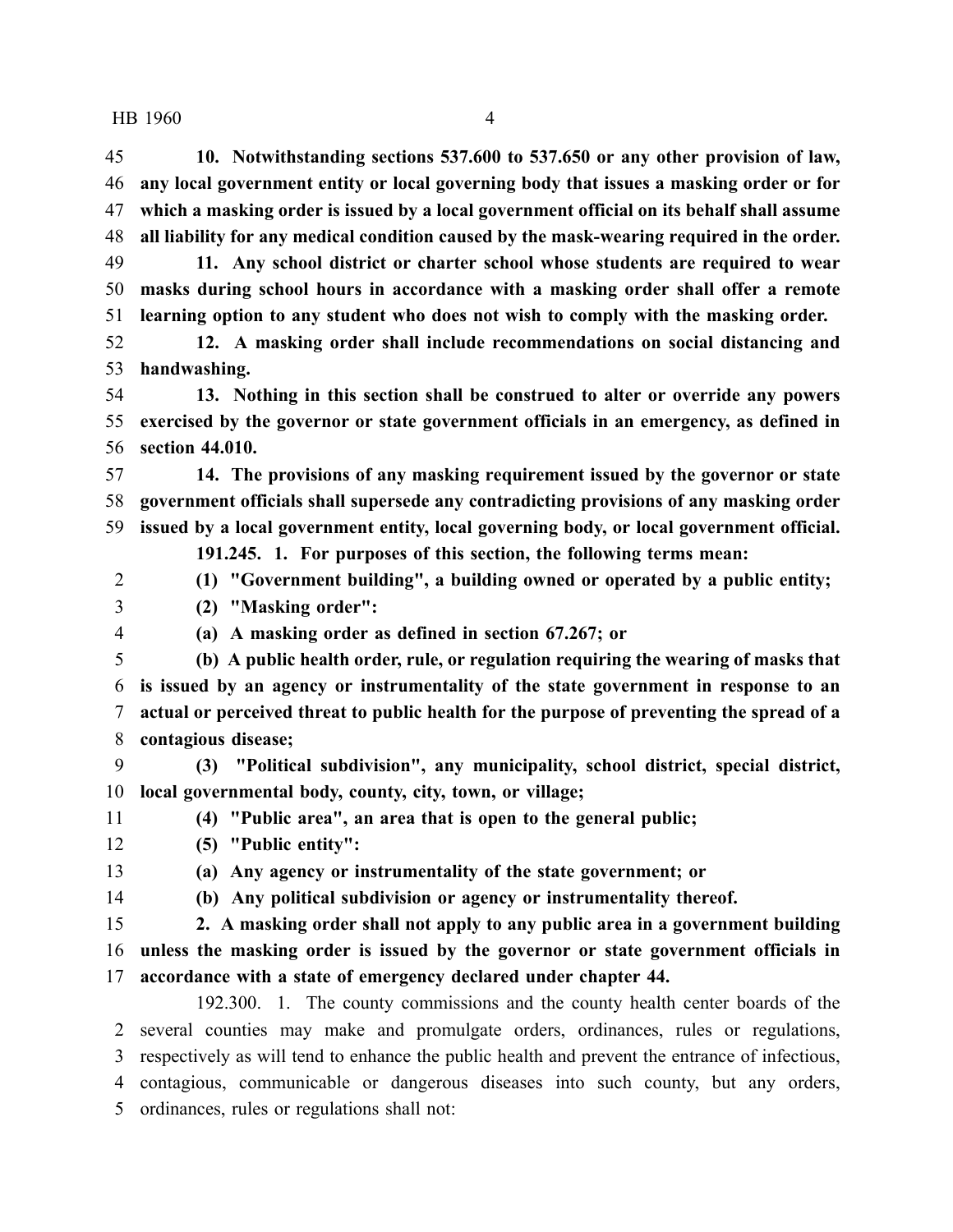**10. Notwithstanding sections 537.600 to 537.650 or any other provision of law, any local government entity or local governing body that issues a masking order or for which a masking order is issued by a local government official on its behalf shall assume all liability for any medical condition caused by the mask-wearing required in the order.**

**11. Any school district or charter school whose students are required to wear masks during school hours in accordance with a masking order shall offer a remote learning option to any student who does not wish to comply with the masking order.**

**12. A masking order shall include recommendations on social distancing and handwashing.**

**13. Nothing in this section shall be construed to alter or override any powers exercised by the governor or state government officials in an emergency, as defined in section 44.010.**

**14. The provisions of any masking requirement issued by the governor or state government officials shall supersede any contradicting provisions of any masking order issued by a local government entity, local governing body, or local government official.**

**191.245. 1. For purposes of this section, the following terms mean:**

**(1) "Government building", a building owned or operated by a public entity;**

**(2) "Masking order":**

**(a) A masking order as defined in section 67.267; or**

**(b) A public health order, rule, or regulation requiring the wearing of masks that is issued by an agency or instrumentality of the state government in response to an actual or perceived threat to public health for the purpose of preventing the spread of a contagious disease;**

**(3) "Political subdivision", any municipality, school district, special district, local governmental body, county, city, town, or village;**

**(4) "Public area", an area that is open to the general public;**

**(5) "Public entity":**

**(a) Any agency or instrumentality of the state government; or**

**(b) Any political subdivision or agency or instrumentality thereof.**

**2. A masking order shall not apply to any public area in a government building unless the masking order is issued by the governor or state government officials in accordance with a state of emergency declared under chapter 44.**

192.300. 1. The county commissions and the county health center boards of the several counties may make and promulgate orders, ordinances, rules or regulations, respectively as will tend to enhance the public health and prevent the entrance of infectious, contagious, communicable or dangerous diseases into such county, but any orders, ordinances, rules or regulations shall not: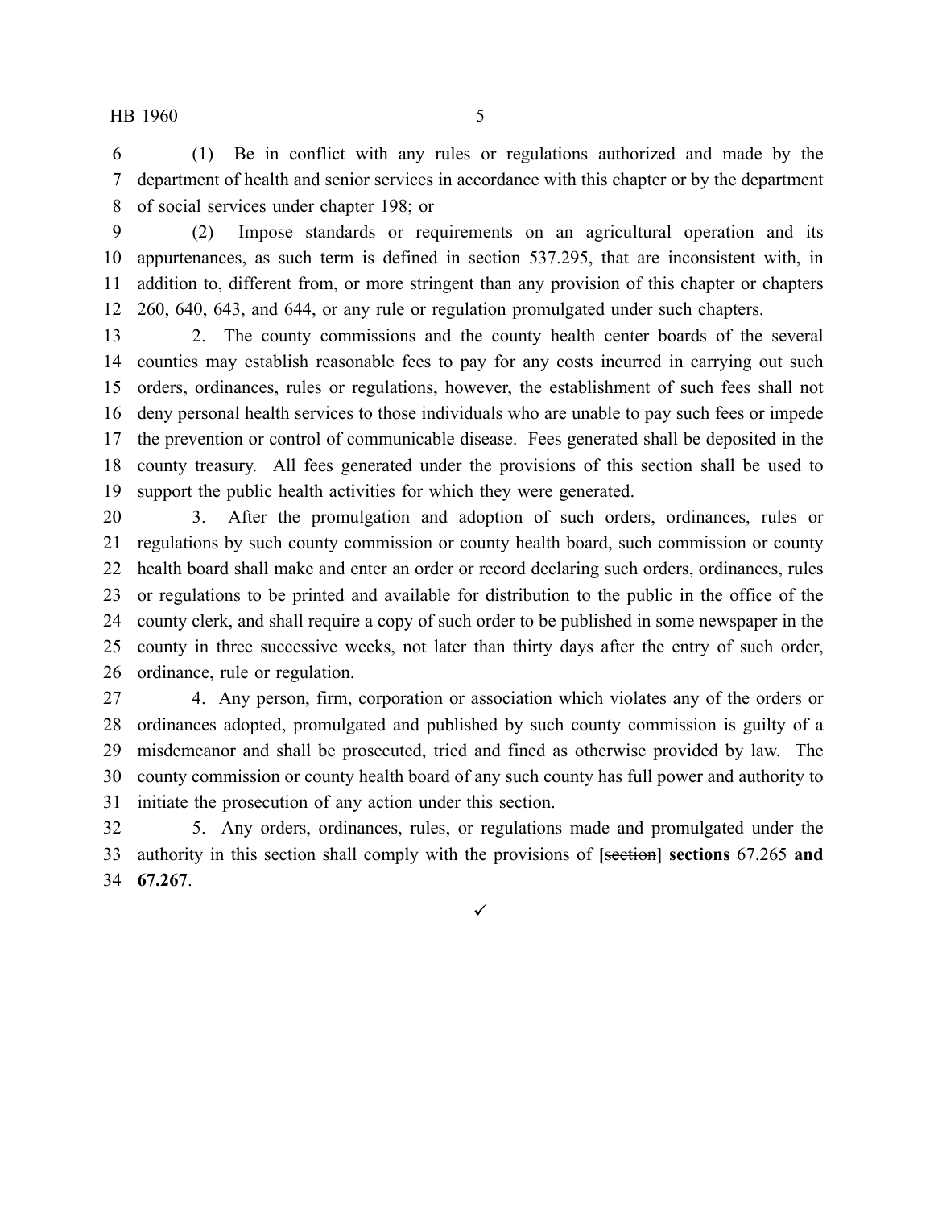(1) Be in conflict with any rules or regulations authorized and made by the department of health and senior services in accordance with this chapter or by the department of social services under chapter 198; or

(2) Impose standards or requirements on an agricultural operation and its appurtenances, as such term is defined in section 537.295, that are inconsistent with, in addition to, different from, or more stringent than any provision of this chapter or chapters 260, 640, 643, and 644, or any rule or regulation promulgated under such chapters.

2. The county commissions and the county health center boards of the several counties may establish reasonable fees to pay for any costs incurred in carrying out such orders, ordinances, rules or regulations, however, the establishment of such fees shall not deny personal health services to those individuals who are unable to pay such fees or impede the prevention or control of communicable disease. Fees generated shall be deposited in the county treasury. All fees generated under the provisions of this section shall be used to support the public health activities for which they were generated.

3. After the promulgation and adoption of such orders, ordinances, rules or regulations by such county commission or county health board, such commission or county health board shall make and enter an order or record declaring such orders, ordinances, rules or regulations to be printed and available for distribution to the public in the office of the county clerk, and shall require a copy of such order to be published in some newspaper in the county in three successive weeks, not later than thirty days after the entry of such order, ordinance, rule or regulation.

4. Any person, firm, corporation or association which violates any of the orders or ordinances adopted, promulgated and published by such county commission is guilty of a misdemeanor and shall be prosecuted, tried and fined as otherwise provided by law. The county commission or county health board of any such county has full power and authority to initiate the prosecution of any action under this section.

5. Any orders, ordinances, rules, or regulations made and promulgated under the authority in this section shall comply with the provisions of **[**~~section~~**] sections** 67.265 **and 67.267**.

✓